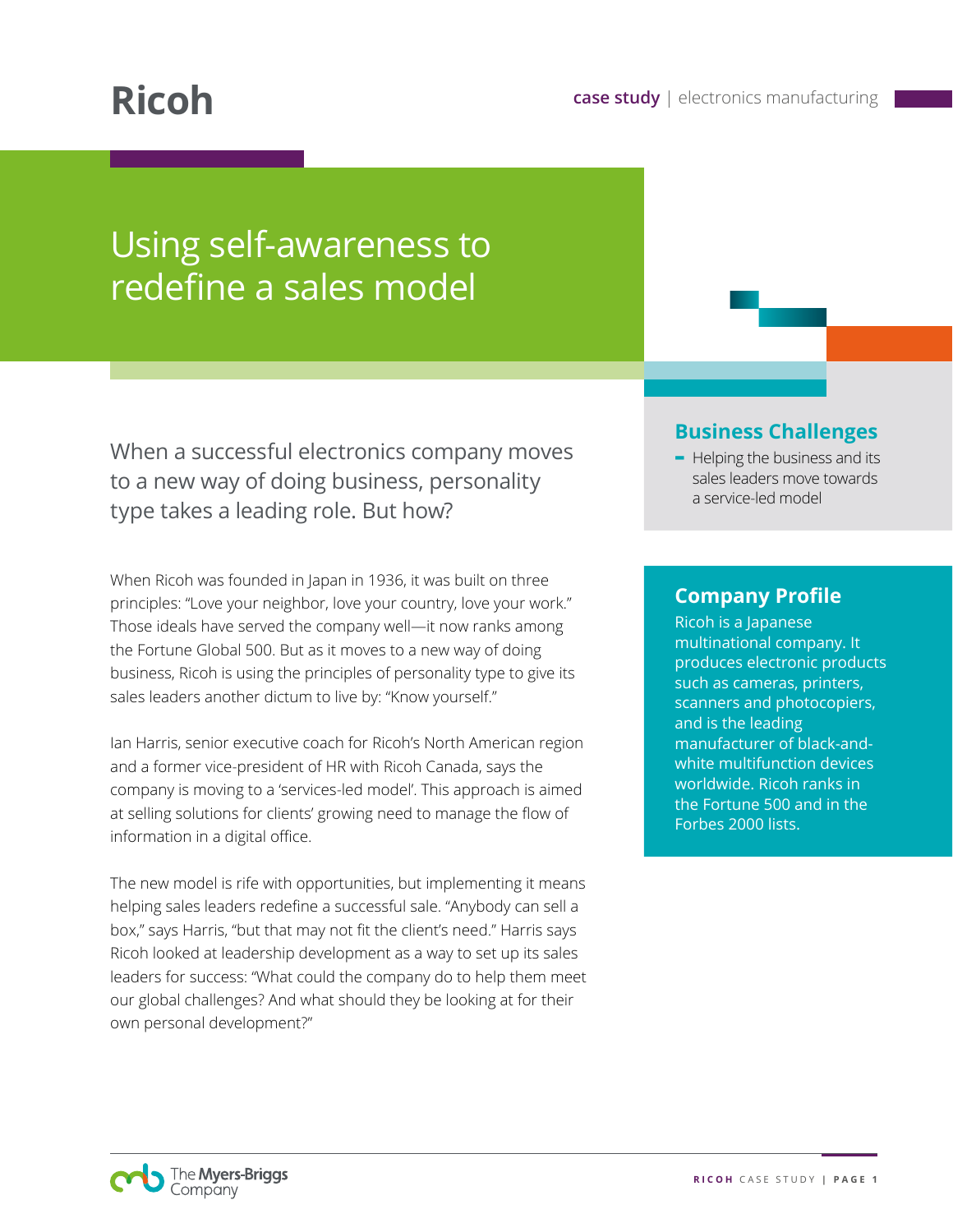# Ricoh

**case study** | electronics manufacturing

## Using self-awareness to redefine a sales model

When a successful electronics company moves to a new way of doing business, personality type takes a leading role. But how?

When Ricoh was founded in Japan in 1936, it was built on three principles: "Love your neighbor, love your country, love your work." Those ideals have served the company well—it now ranks among the Fortune Global 500. But as it moves to a new way of doing business, Ricoh is using the principles of personality type to give its sales leaders another dictum to live by: "Know yourself."

Ian Harris, senior executive coach for Ricoh's North American region and a former vice-president of HR with Ricoh Canada, says the company is moving to a 'services-led model'. This approach is aimed at selling solutions for clients' growing need to manage the flow of information in a digital office.

The new model is rife with opportunities, but implementing it means helping sales leaders redefine a successful sale. "Anybody can sell a box," says Harris, "but that may not fit the client's need." Harris says Ricoh looked at leadership development as a way to set up its sales leaders for success: "What could the company do to help them meet our global challenges? And what should they be looking at for their own personal development?"

### Business Challenges

- Helping the business and its sales leaders move towards a service-led model

### Company Profile

Ricoh is a Japanese multinational company. It produces electronic products such as cameras, printers, scanners and photocopiers, and is the leading manufacturer of black-and-white multifunction devices worldwide. Ricoh ranks in the Fortune 500 and in the Forbes 2000 lists.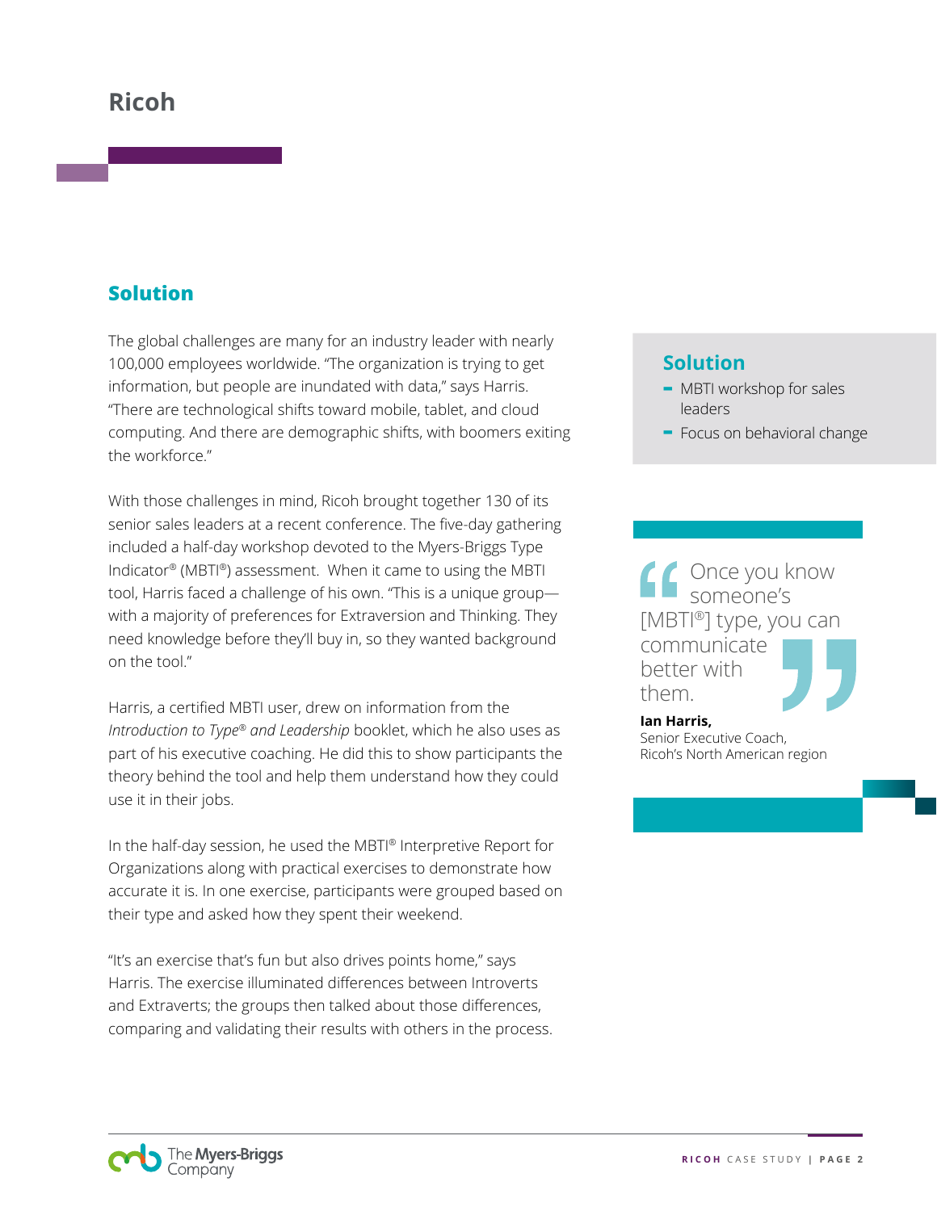# Ricoh

## Solution

The global challenges are many for an industry leader with nearly 100,000 employees worldwide. "The organization is trying to get information, but people are inundated with data," says Harris. "There are technological shifts toward mobile, tablet, and cloud computing. And there are demographic shifts, with boomers exiting the workforce."

With those challenges in mind, Ricoh brought together 130 of its senior sales leaders at a recent conference. The five-day gathering included a half-day workshop devoted to the Myers-Briggs Type Indicator® (MBTI®) assessment. When it came to using the MBTI tool, Harris faced a challenge of his own. "This is a unique group—with a majority of preferences for Extraversion and Thinking. They need knowledge before they'll buy in, so they wanted background on the tool."

Harris, a certified MBTI user, drew on information from the *Introduction to Type® and Leadership* booklet, which he also uses as part of his executive coaching. He did this to show participants the theory behind the tool and help them understand how they could use it in their jobs.

In the half-day session, he used the MBTI® Interpretive Report for Organizations along with practical exercises to demonstrate how accurate it is. In one exercise, participants were grouped based on their type and asked how they spent their weekend.

"It's an exercise that's fun but also drives points home," says Harris. The exercise illuminated differences between Introverts and Extraverts; the groups then talked about those differences, comparing and validating their results with others in the process.

### Solution

- MBTI workshop for sales leaders
- Focus on behavioral change

> "Once you know someone's [MBTI®] type, you can communicate better with them."
>
> **Ian Harris,**
> Senior Executive Coach,
> Ricoh's North American region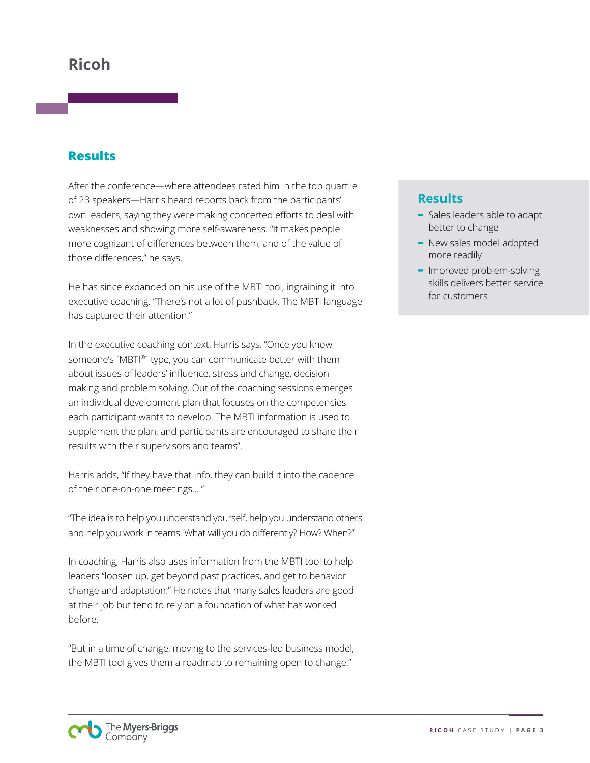# Ricoh

## Results

After the conference—where attendees rated him in the top quartile of 23 speakers—Harris heard reports back from the participants' own leaders, saying they were making concerted efforts to deal with weaknesses and showing more self-awareness. "It makes people more cognizant of differences between them, and of the value of those differences," he says.

He has since expanded on his use of the MBTI tool, ingraining it into executive coaching. "There's not a lot of pushback. The MBTI language has captured their attention."

In the executive coaching context, Harris says, "Once you know someone's [MBTI®] type, you can communicate better with them about issues of leaders' influence, stress and change, decision making and problem solving. Out of the coaching sessions emerges an individual development plan that focuses on the competencies each participant wants to develop. The MBTI information is used to supplement the plan, and participants are encouraged to share their results with their supervisors and teams".

Harris adds, "If they have that info, they can build it into the cadence of their one-on-one meetings…."

"The idea is to help you understand yourself, help you understand others and help you work in teams. What will you do differently? How? When?"

In coaching, Harris also uses information from the MBTI tool to help leaders "loosen up, get beyond past practices, and get to behavior change and adaptation." He notes that many sales leaders are good at their job but tend to rely on a foundation of what has worked before.

"But in a time of change, moving to the services-led business model, the MBTI tool gives them a roadmap to remaining open to change."

## Results

- Sales leaders able to adapt better to change
- New sales model adopted more readily
- Improved problem-solving skills delivers better service for customers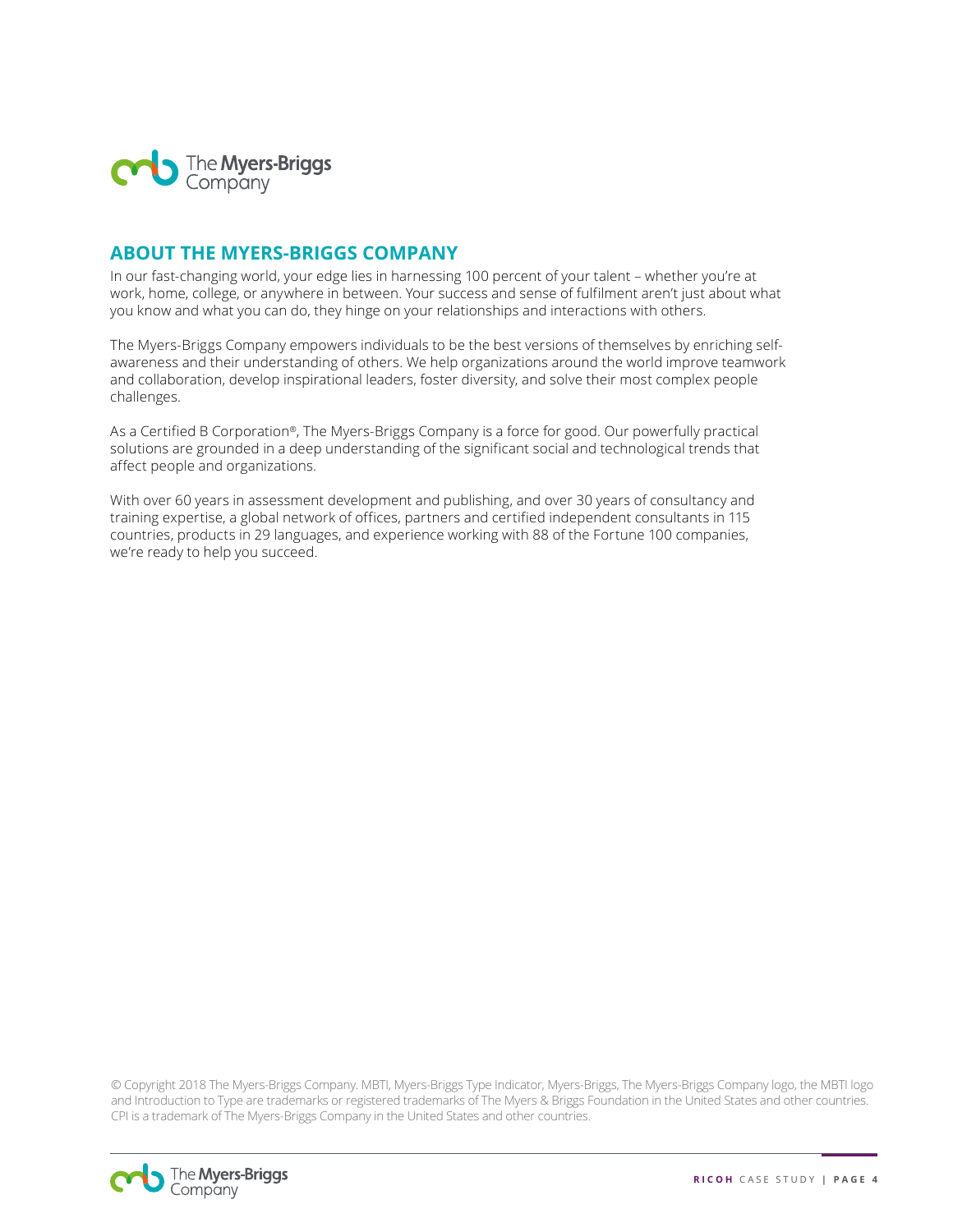## ABOUT THE MYERS-BRIGGS COMPANY

In our fast-changing world, your edge lies in harnessing 100 percent of your talent – whether you're at work, home, college, or anywhere in between. Your success and sense of fulfilment aren't just about what you know and what you can do, they hinge on your relationships and interactions with others.

The Myers-Briggs Company empowers individuals to be the best versions of themselves by enriching self-awareness and their understanding of others. We help organizations around the world improve teamwork and collaboration, develop inspirational leaders, foster diversity, and solve their most complex people challenges.

As a Certified B Corporation®, The Myers-Briggs Company is a force for good. Our powerfully practical solutions are grounded in a deep understanding of the significant social and technological trends that affect people and organizations.

With over 60 years in assessment development and publishing, and over 30 years of consultancy and training expertise, a global network of offices, partners and certified independent consultants in 115 countries, products in 29 languages, and experience working with 88 of the Fortune 100 companies, we're ready to help you succeed.

© Copyright 2018 The Myers-Briggs Company. MBTI, Myers-Briggs Type Indicator, Myers-Briggs, The Myers-Briggs Company logo, the MBTI logo and Introduction to Type are trademarks or registered trademarks of The Myers & Briggs Foundation in the United States and other countries. CPI is a trademark of The Myers-Briggs Company in the United States and other countries.